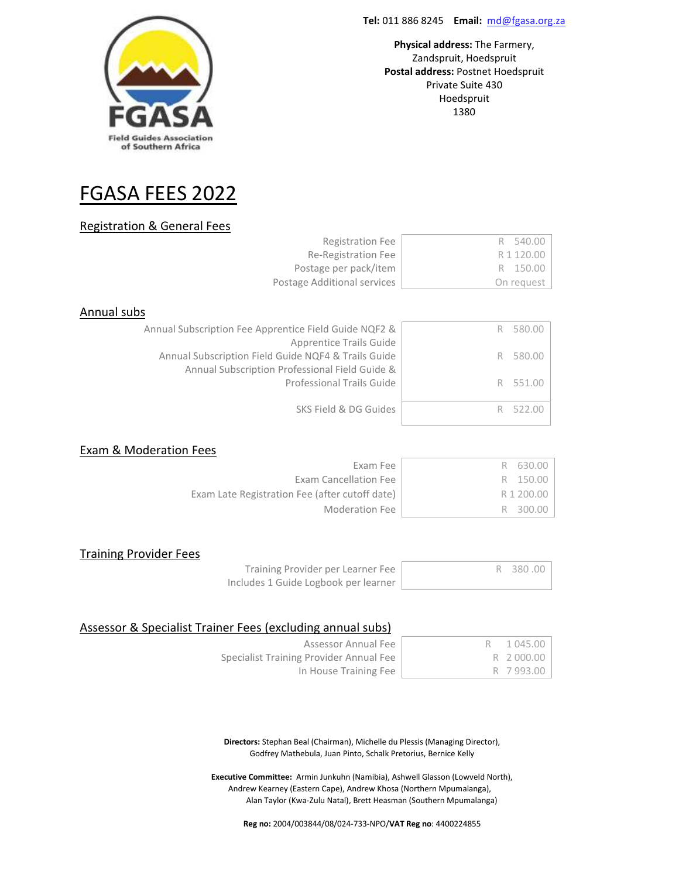**Tel:** 011 886 8245 **Email:** md@fgasa.org.za

**Physical address:** The Farmery, Zandspruit, Hoedspruit
**Postal address:** Postnet Hoedspruit
Private Suite 430
Hoedspruit
1380

FGASA
Field Guides Association of Southern Africa

# FGASA FEES 2022

## Registration & General Fees

| | |
|---|---|
| Registration Fee | R 540.00 |
| Re-Registration Fee | R 1 120.00 |
| Postage per pack/item | R 150.00 |
| Postage Additional services | On request |

## Annual subs

| | |
|---|---|
| Annual Subscription Fee Apprentice Field Guide NQF2 & Apprentice Trails Guide | R 580.00 |
| Annual Subscription Field Guide NQF4 & Trails Guide | R 580.00 |
| Annual Subscription Professional Field Guide & Professional Trails Guide | R 551.00 |
| SKS Field & DG Guides | R 522.00 |

## Exam & Moderation Fees

| | |
|---|---|
| Exam Fee | R 630.00 |
| Exam Cancellation Fee | R 150.00 |
| Exam Late Registration Fee (after cutoff date) | R 1 200.00 |
| Moderation Fee | R 300.00 |

## Training Provider Fees

| | |
|---|---|
| Training Provider per Learner Fee<br>Includes 1 Guide Logbook per learner | R 380 .00 |

## Assessor & Specialist Trainer Fees (excluding annual subs)

| | |
|---|---|
| Assessor Annual Fee | R 1 045.00 |
| Specialist Training Provider Annual Fee | R 2 000.00 |
| In House Training Fee | R 7 993.00 |

**Directors:** Stephan Beal (Chairman), Michelle du Plessis (Managing Director), Godfrey Mathebula, Juan Pinto, Schalk Pretorius, Bernice Kelly

**Executive Committee:** Armin Junkuhn (Namibia), Ashwell Glasson (Lowveld North), Andrew Kearney (Eastern Cape), Andrew Khosa (Northern Mpumalanga), Alan Taylor (Kwa-Zulu Natal), Brett Heasman (Southern Mpumalanga)

**Reg no:** 2004/003844/08/024-733-NPO/**VAT Reg no**: 4400224855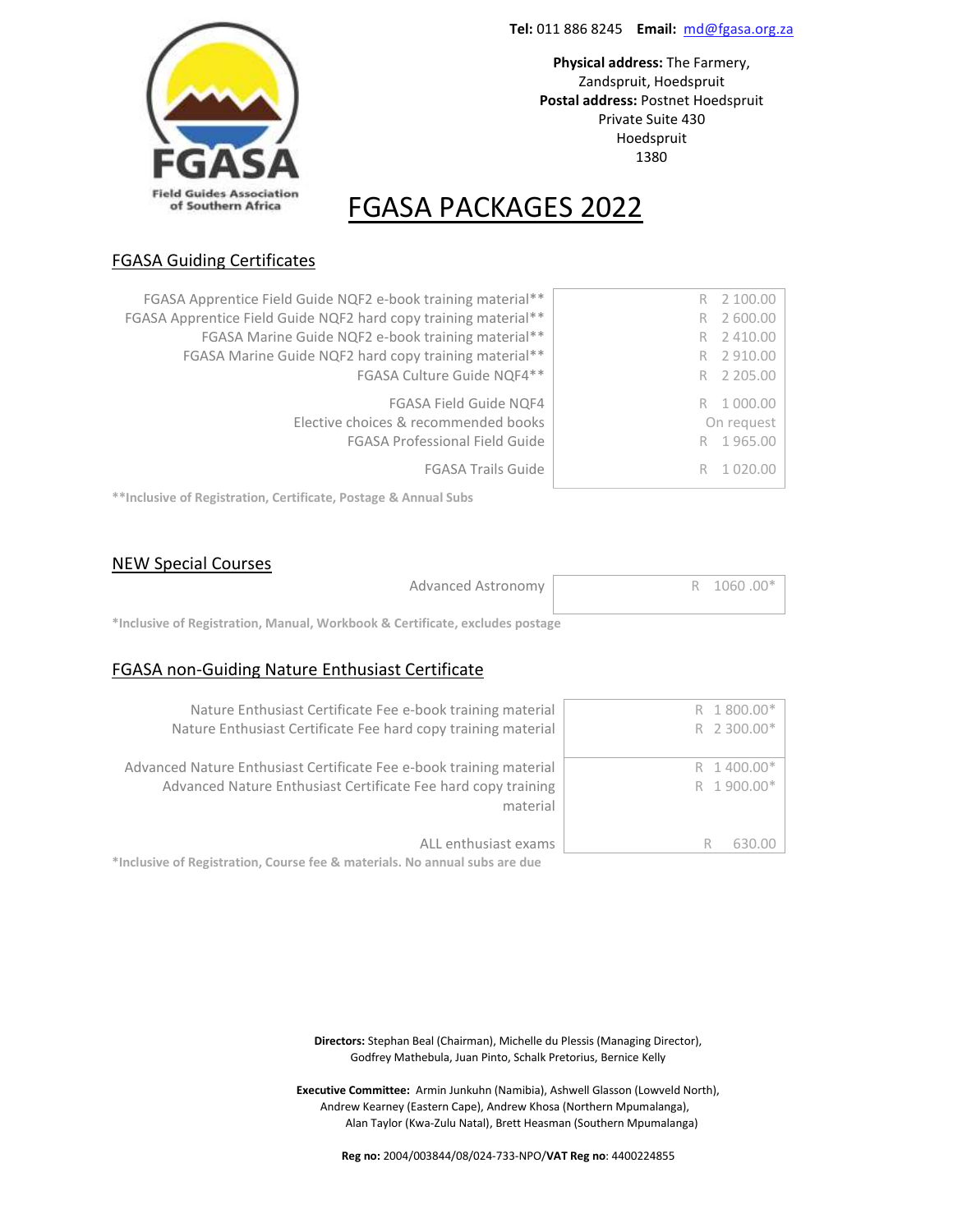Tel: 011 886 8245 **Email:** md@fgasa.org.za

**Physical address:** The Farmery, Zandspruit, Hoedspruit
**Postal address:** Postnet Hoedspruit
Private Suite 430
Hoedspruit
1380

# FGASA PACKAGES 2022

## FGASA Guiding Certificates

| Item | Price |
|---|---|
| FGASA Apprentice Field Guide NQF2 e-book training material** | R 2 100.00 |
| FGASA Apprentice Field Guide NQF2 hard copy training material** | R 2 600.00 |
| FGASA Marine Guide NQF2 e-book training material** | R 2 410.00 |
| FGASA Marine Guide NQF2 hard copy training material** | R 2 910.00 |
| FGASA Culture Guide NQF4** | R 2 205.00 |
| FGASA Field Guide NQF4 | R 1 000.00 |
| Elective choices & recommended books | On request |
| FGASA Professional Field Guide | R 1 965.00 |
| FGASA Trails Guide | R 1 020.00 |

****Inclusive of Registration, Certificate, Postage & Annual Subs**

## NEW Special Courses

| Item | Price |
|---|---|
| Advanced Astronomy | R 1060 .00* |

***Inclusive of Registration, Manual, Workbook & Certificate, excludes postage**

## FGASA non-Guiding Nature Enthusiast Certificate

| Item | Price |
|---|---|
| Nature Enthusiast Certificate Fee e-book training material | R 1 800.00* |
| Nature Enthusiast Certificate Fee hard copy training material | R 2 300.00* |
| Advanced Nature Enthusiast Certificate Fee e-book training material | R 1 400.00* |
| Advanced Nature Enthusiast Certificate Fee hard copy training material | R 1 900.00* |
| ALL enthusiast exams | R 630.00 |

***Inclusive of Registration, Course fee & materials. No annual subs are due**

**Directors:** Stephan Beal (Chairman), Michelle du Plessis (Managing Director), Godfrey Mathebula, Juan Pinto, Schalk Pretorius, Bernice Kelly

**Executive Committee:** Armin Junkuhn (Namibia), Ashwell Glasson (Lowveld North), Andrew Kearney (Eastern Cape), Andrew Khosa (Northern Mpumalanga), Alan Taylor (Kwa-Zulu Natal), Brett Heasman (Southern Mpumalanga)

**Reg no:** 2004/003844/08/024-733-NPO/**VAT Reg no**: 4400224855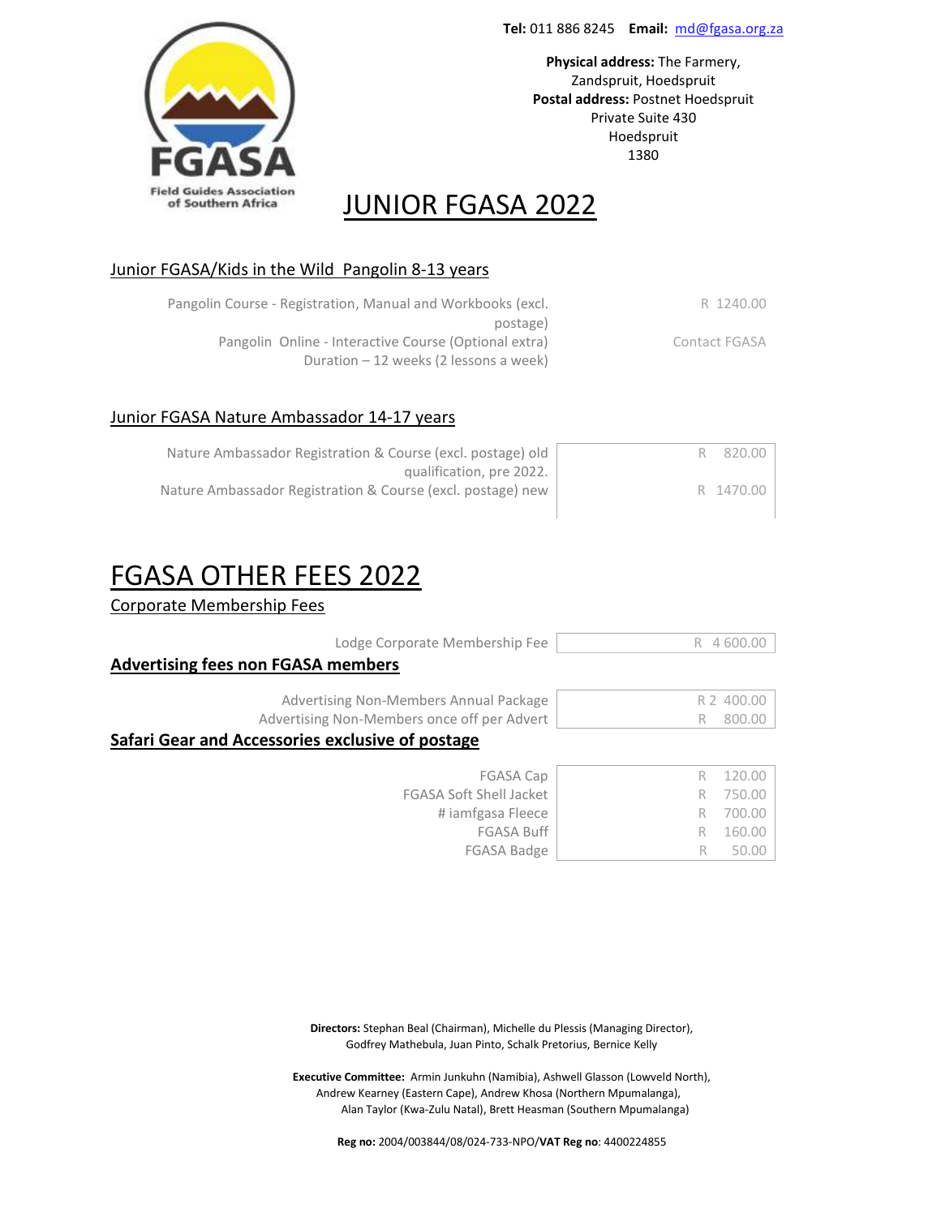FGASA
Field Guides Association of Southern Africa

**Tel:** 011 886 8245 **Email:** md@fgasa.org.za

**Physical address:** The Farmery, Zandspruit, Hoedspruit
**Postal address:** Postnet Hoedspruit Private Suite 430 Hoedspruit 1380

# JUNIOR FGASA 2022

## Junior FGASA/Kids in the Wild Pangolin 8-13 years

| | |
|---|---|
| Pangolin Course - Registration, Manual and Workbooks (excl. postage) | R 1240.00 |
| Pangolin Online - Interactive Course (Optional extra) Duration – 12 weeks (2 lessons a week) | Contact FGASA |

## Junior FGASA Nature Ambassador 14-17 years

| | |
|---|---|
| Nature Ambassador Registration & Course (excl. postage) old qualification, pre 2022. | R 820.00 |
| Nature Ambassador Registration & Course (excl. postage) new | R 1470.00 |

# FGASA OTHER FEES 2022

## Corporate Membership Fees

| | |
|---|---|
| Lodge Corporate Membership Fee | R 4 600.00 |

## **Advertising fees non FGASA members**

| | |
|---|---|
| Advertising Non-Members Annual Package | R 2 400.00 |
| Advertising Non-Members once off per Advert | R 800.00 |

## **Safari Gear and Accessories exclusive of postage**

| | |
|---|---|
| FGASA Cap | R 120.00 |
| FGASA Soft Shell Jacket | R 750.00 |
| # iamfgasa Fleece | R 700.00 |
| FGASA Buff | R 160.00 |
| FGASA Badge | R 50.00 |

**Directors:** Stephan Beal (Chairman), Michelle du Plessis (Managing Director), Godfrey Mathebula, Juan Pinto, Schalk Pretorius, Bernice Kelly

**Executive Committee:** Armin Junkuhn (Namibia), Ashwell Glasson (Lowveld North), Andrew Kearney (Eastern Cape), Andrew Khosa (Northern Mpumalanga), Alan Taylor (Kwa-Zulu Natal), Brett Heasman (Southern Mpumalanga)

**Reg no:** 2004/003844/08/024-733-NPO/**VAT Reg no**: 4400224855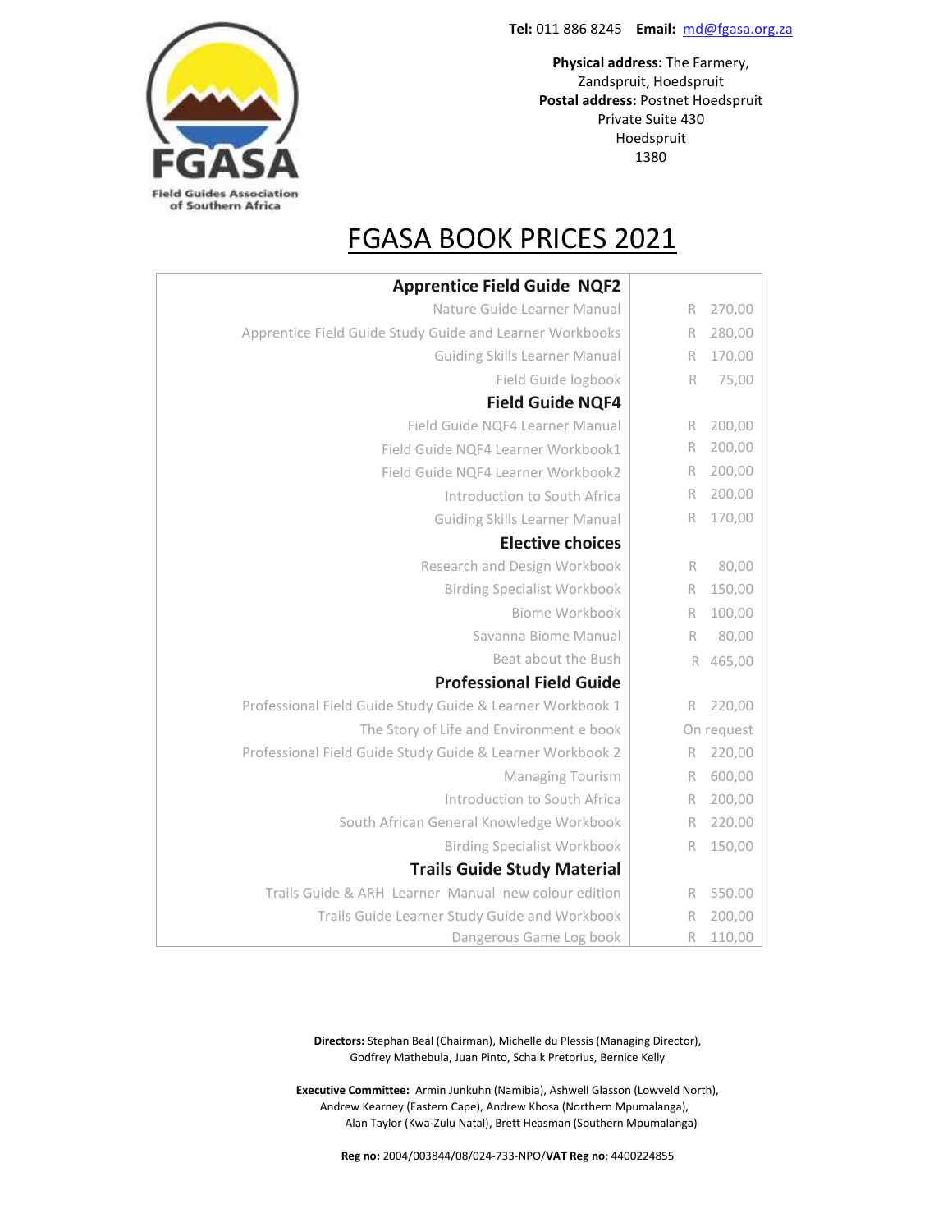Tel: 011 886 8245 **Email:** md@fgasa.org.za

**Physical address:** The Farmery, Zandspruit, Hoedspruit
**Postal address:** Postnet Hoedspruit
Private Suite 430
Hoedspruit
1380

FGASA
Field Guides Association of Southern Africa

# FGASA BOOK PRICES 2021

| | |
|---|---|
| **Apprentice Field Guide NQF2** | |
| Nature Guide Learner Manual | R 270,00 |
| Apprentice Field Guide Study Guide and Learner Workbooks | R 280,00 |
| Guiding Skills Learner Manual | R 170,00 |
| Field Guide logbook | R 75,00 |
| **Field Guide NQF4** | |
| Field Guide NQF4 Learner Manual | R 200,00 |
| Field Guide NQF4 Learner Workbook1 | R 200,00 |
| Field Guide NQF4 Learner Workbook2 | R 200,00 |
| Introduction to South Africa | R 200,00 |
| Guiding Skills Learner Manual | R 170,00 |
| **Elective choices** | |
| Research and Design Workbook | R 80,00 |
| Birding Specialist Workbook | R 150,00 |
| Biome Workbook | R 100,00 |
| Savanna Biome Manual | R 80,00 |
| Beat about the Bush | R 465,00 |
| **Professional Field Guide** | |
| Professional Field Guide Study Guide & Learner Workbook 1 | R 220,00 |
| The Story of Life and Environment e book | On request |
| Professional Field Guide Study Guide & Learner Workbook 2 | R 220,00 |
| Managing Tourism | R 600,00 |
| Introduction to South Africa | R 200,00 |
| South African General Knowledge Workbook | R 220.00 |
| Birding Specialist Workbook | R 150,00 |
| **Trails Guide Study Material** | |
| Trails Guide & ARH Learner Manual new colour edition | R 550.00 |
| Trails Guide Learner Study Guide and Workbook | R 200,00 |
| Dangerous Game Log book | R 110,00 |

**Directors:** Stephan Beal (Chairman), Michelle du Plessis (Managing Director), Godfrey Mathebula, Juan Pinto, Schalk Pretorius, Bernice Kelly

**Executive Committee:** Armin Junkuhn (Namibia), Ashwell Glasson (Lowveld North), Andrew Kearney (Eastern Cape), Andrew Khosa (Northern Mpumalanga), Alan Taylor (Kwa-Zulu Natal), Brett Heasman (Southern Mpumalanga)

**Reg no:** 2004/003844/08/024-733-NPO/**VAT Reg no**: 4400224855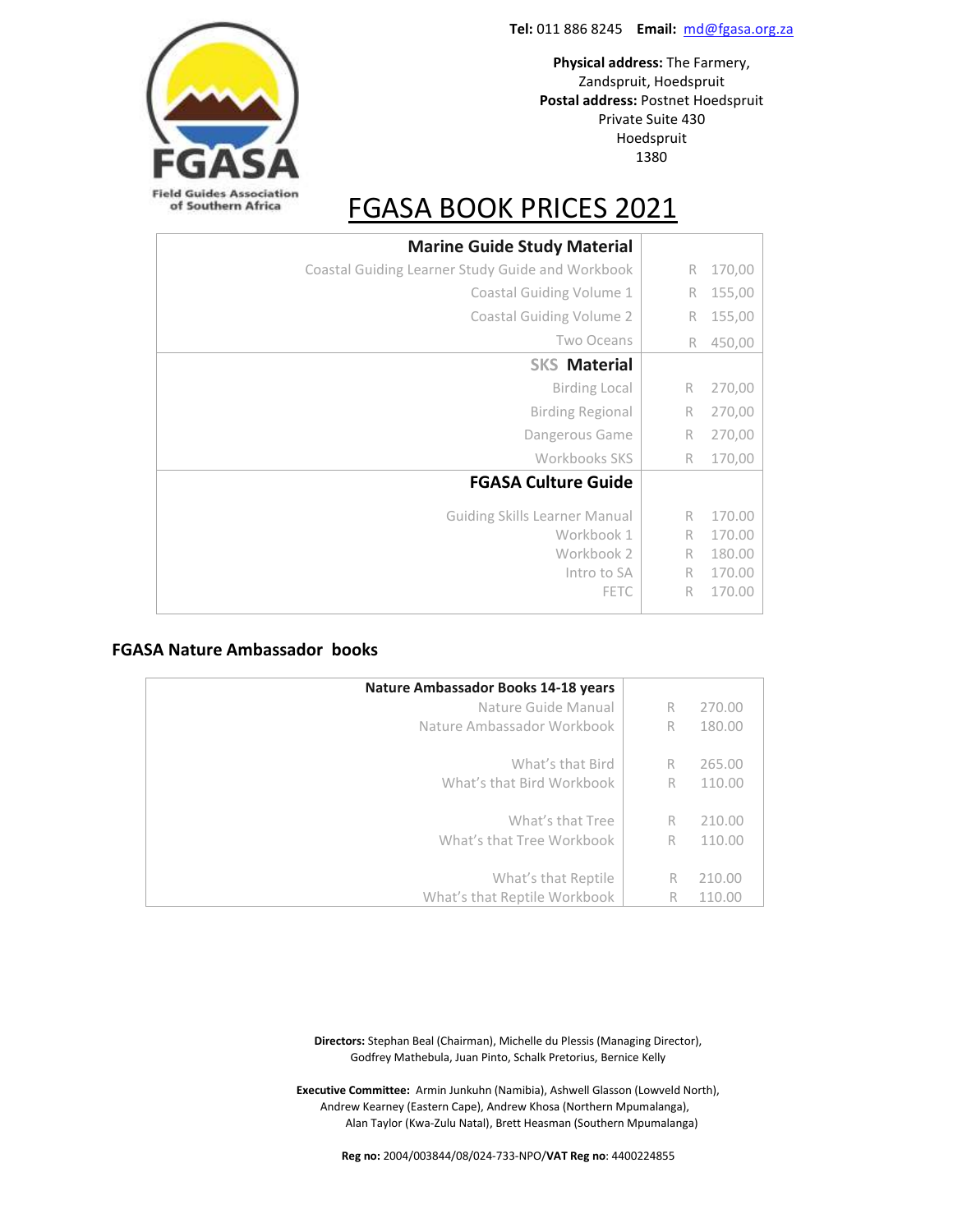**Tel:** 011 886 8245 **Email:** md@fgasa.org.za

**Physical address:** The Farmery, Zandspruit, Hoedspruit
**Postal address:** Postnet Hoedspruit
Private Suite 430
Hoedspruit
1380

FGASA
Field Guides Association of Southern Africa

# FGASA BOOK PRICES 2021

| **Marine Guide Study Material** | |
|---|---|
| Coastal Guiding Learner Study Guide and Workbook | R 170,00 |
| Coastal Guiding Volume 1 | R 155,00 |
| Coastal Guiding Volume 2 | R 155,00 |
| Two Oceans | R 450,00 |
| **SKS Material** | |
| Birding Local | R 270,00 |
| Birding Regional | R 270,00 |
| Dangerous Game | R 270,00 |
| Workbooks SKS | R 170,00 |
| **FGASA Culture Guide** | |
| Guiding Skills Learner Manual | R 170.00 |
| Workbook 1 | R 170.00 |
| Workbook 2 | R 180.00 |
| Intro to SA | R 170.00 |
| FETC | R 170.00 |

## FGASA Nature Ambassador books

| **Nature Ambassador Books 14-18 years** | |
|---|---|
| Nature Guide Manual | R 270.00 |
| Nature Ambassador Workbook | R 180.00 |
| What's that Bird | R 265.00 |
| What's that Bird Workbook | R 110.00 |
| What's that Tree | R 210.00 |
| What's that Tree Workbook | R 110.00 |
| What's that Reptile | R 210.00 |
| What's that Reptile Workbook | R 110.00 |

**Directors:** Stephan Beal (Chairman), Michelle du Plessis (Managing Director), Godfrey Mathebula, Juan Pinto, Schalk Pretorius, Bernice Kelly

**Executive Committee:** Armin Junkuhn (Namibia), Ashwell Glasson (Lowveld North), Andrew Kearney (Eastern Cape), Andrew Khosa (Northern Mpumalanga), Alan Taylor (Kwa-Zulu Natal), Brett Heasman (Southern Mpumalanga)

**Reg no:** 2004/003844/08/024-733-NPO/**VAT Reg no**: 4400224855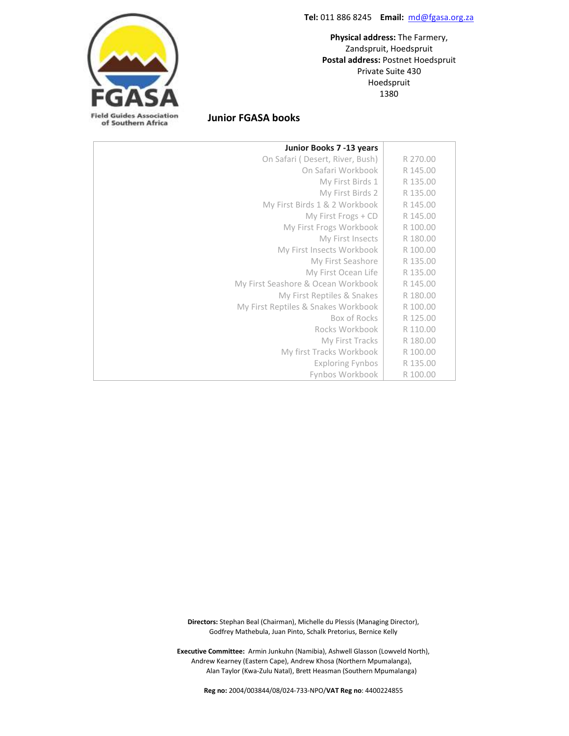**Tel:** 011 886 8245 **Email:** md@fgasa.org.za

**Physical address:** The Farmery, Zandspruit, Hoedspruit
**Postal address:** Postnet Hoedspruit
Private Suite 430
Hoedspruit
1380

FGASA
Field Guides Association of Southern Africa

## Junior FGASA books

| Junior Books 7 -13 years | |
|---|---|
| On Safari ( Desert, River, Bush) | R 270.00 |
| On Safari Workbook | R 145.00 |
| My First Birds 1 | R 135.00 |
| My First Birds 2 | R 135.00 |
| My First Birds 1 & 2 Workbook | R 145.00 |
| My First Frogs + CD | R 145.00 |
| My First Frogs Workbook | R 100.00 |
| My First Insects | R 180.00 |
| My First Insects Workbook | R 100.00 |
| My First Seashore | R 135.00 |
| My First Ocean Life | R 135.00 |
| My First Seashore & Ocean Workbook | R 145.00 |
| My First Reptiles & Snakes | R 180.00 |
| My First Reptiles & Snakes Workbook | R 100.00 |
| Box of Rocks | R 125.00 |
| Rocks Workbook | R 110.00 |
| My First Tracks | R 180.00 |
| My first Tracks Workbook | R 100.00 |
| Exploring Fynbos | R 135.00 |
| Fynbos Workbook | R 100.00 |

**Directors:** Stephan Beal (Chairman), Michelle du Plessis (Managing Director), Godfrey Mathebula, Juan Pinto, Schalk Pretorius, Bernice Kelly

**Executive Committee:** Armin Junkuhn (Namibia), Ashwell Glasson (Lowveld North), Andrew Kearney (Eastern Cape), Andrew Khosa (Northern Mpumalanga), Alan Taylor (Kwa-Zulu Natal), Brett Heasman (Southern Mpumalanga)

**Reg no:** 2004/003844/08/024-733-NPO/**VAT Reg no**: 4400224855